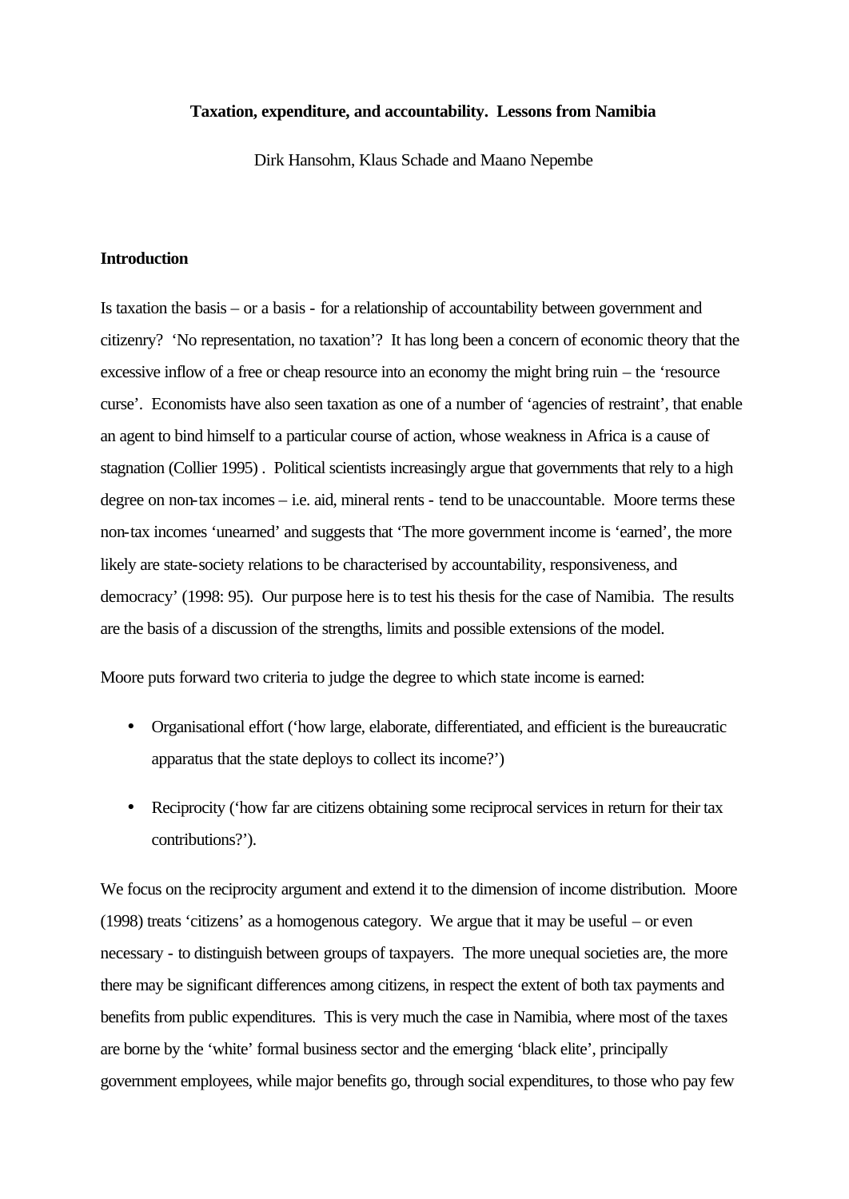**Taxation, expenditure, and accountability. Lessons from Namibia**

Dirk Hansohm, Klaus Schade and Maano Nepembe

## Introduction

Is taxation the basis – or a basis - for a relationship of accountability between government and citizenry? 'No representation, no taxation'? It has long been a concern of economic theory that the excessive inflow of a free or cheap resource into an economy the might bring ruin – the 'resource curse'. Economists have also seen taxation as one of a number of 'agencies of restraint', that enable an agent to bind himself to a particular course of action, whose weakness in Africa is a cause of stagnation (Collier 1995) . Political scientists increasingly argue that governments that rely to a high degree on non-tax incomes – i.e. aid, mineral rents - tend to be unaccountable. Moore terms these non-tax incomes 'unearned' and suggests that 'The more government income is 'earned', the more likely are state-society relations to be characterised by accountability, responsiveness, and democracy' (1998: 95). Our purpose here is to test his thesis for the case of Namibia. The results are the basis of a discussion of the strengths, limits and possible extensions of the model.

Moore puts forward two criteria to judge the degree to which state income is earned:

- Organisational effort ('how large, elaborate, differentiated, and efficient is the bureaucratic apparatus that the state deploys to collect its income?')
- Reciprocity ('how far are citizens obtaining some reciprocal services in return for their tax contributions?').

We focus on the reciprocity argument and extend it to the dimension of income distribution. Moore (1998) treats 'citizens' as a homogenous category. We argue that it may be useful – or even necessary - to distinguish between groups of taxpayers. The more unequal societies are, the more there may be significant differences among citizens, in respect the extent of both tax payments and benefits from public expenditures. This is very much the case in Namibia, where most of the taxes are borne by the 'white' formal business sector and the emerging 'black elite', principally government employees, while major benefits go, through social expenditures, to those who pay few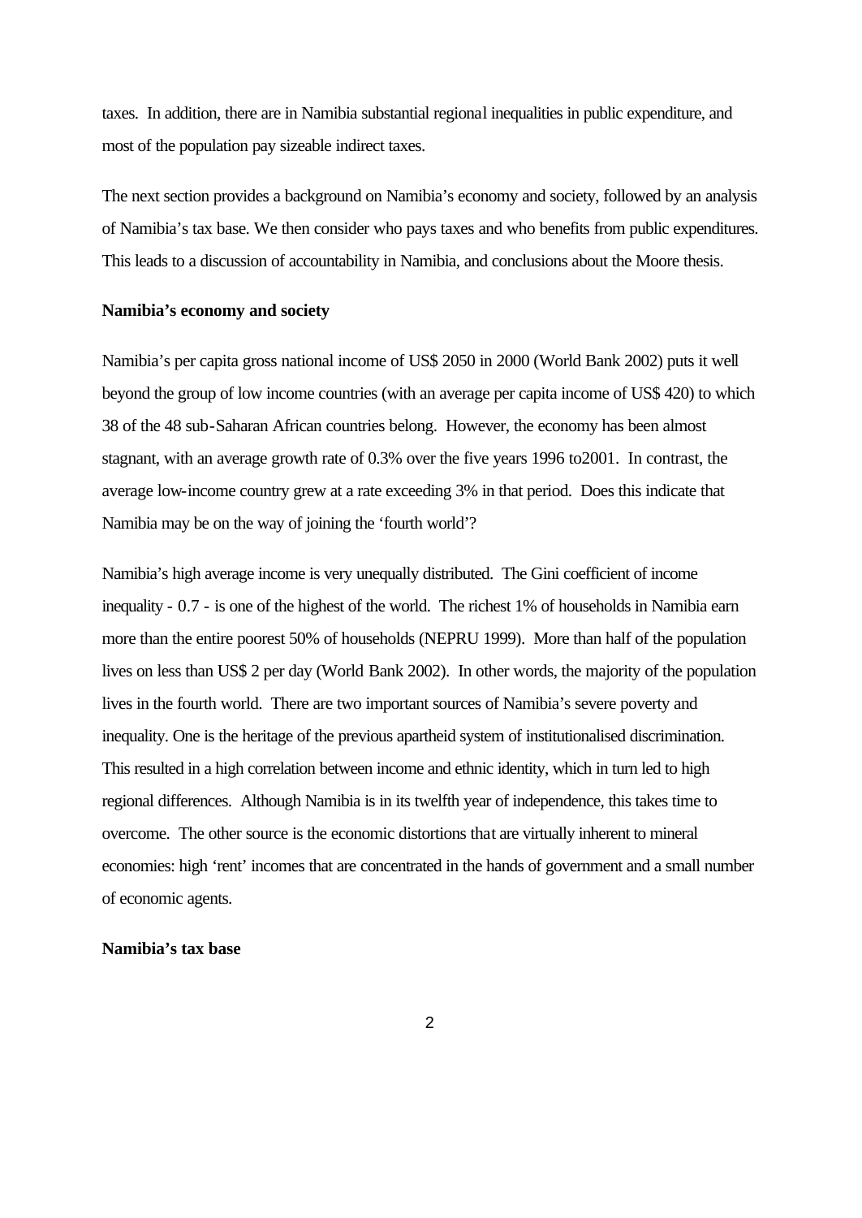taxes. In addition, there are in Namibia substantial regional inequalities in public expenditure, and most of the population pay sizeable indirect taxes.

The next section provides a background on Namibia's economy and society, followed by an analysis of Namibia's tax base. We then consider who pays taxes and who benefits from public expenditures. This leads to a discussion of accountability in Namibia, and conclusions about the Moore thesis.

**Namibia's economy and society**

Namibia's per capita gross national income of US$ 2050 in 2000 (World Bank 2002) puts it well beyond the group of low income countries (with an average per capita income of US$ 420) to which 38 of the 48 sub-Saharan African countries belong. However, the economy has been almost stagnant, with an average growth rate of 0.3% over the five years 1996 to2001. In contrast, the average low-income country grew at a rate exceeding 3% in that period. Does this indicate that Namibia may be on the way of joining the 'fourth world'?

Namibia's high average income is very unequally distributed. The Gini coefficient of income inequality - 0.7 - is one of the highest of the world. The richest 1% of households in Namibia earn more than the entire poorest 50% of households (NEPRU 1999). More than half of the population lives on less than US$ 2 per day (World Bank 2002). In other words, the majority of the population lives in the fourth world. There are two important sources of Namibia's severe poverty and inequality. One is the heritage of the previous apartheid system of institutionalised discrimination. This resulted in a high correlation between income and ethnic identity, which in turn led to high regional differences. Although Namibia is in its twelfth year of independence, this takes time to overcome. The other source is the economic distortions that are virtually inherent to mineral economies: high 'rent' incomes that are concentrated in the hands of government and a small number of economic agents.

**Namibia's tax base**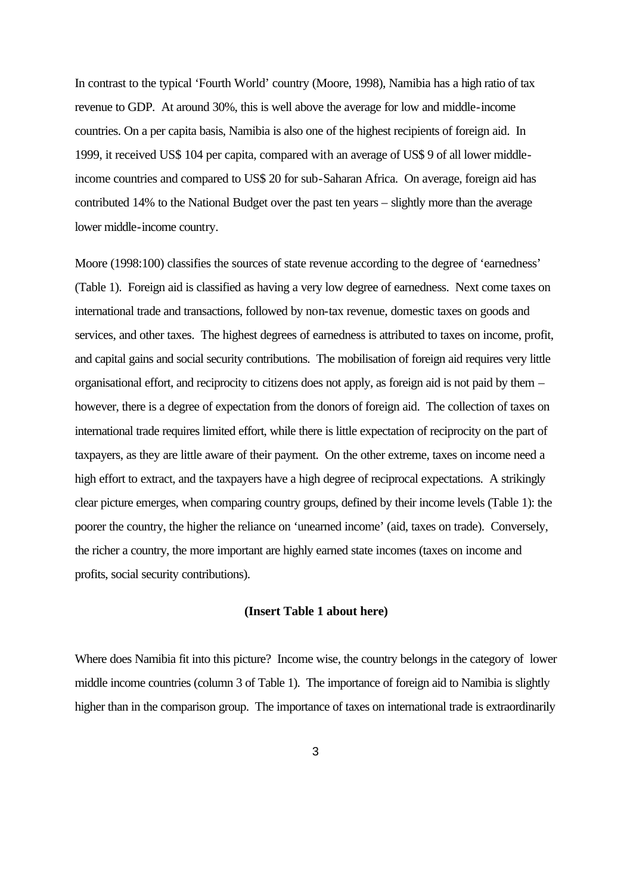In contrast to the typical 'Fourth World' country (Moore, 1998), Namibia has a high ratio of tax revenue to GDP. At around 30%, this is well above the average for low and middle-income countries. On a per capita basis, Namibia is also one of the highest recipients of foreign aid. In 1999, it received US$ 104 per capita, compared with an average of US$ 9 of all lower middle-income countries and compared to US$ 20 for sub-Saharan Africa. On average, foreign aid has contributed 14% to the National Budget over the past ten years – slightly more than the average lower middle-income country.

Moore (1998:100) classifies the sources of state revenue according to the degree of 'earnedness' (Table 1). Foreign aid is classified as having a very low degree of earnedness. Next come taxes on international trade and transactions, followed by non-tax revenue, domestic taxes on goods and services, and other taxes. The highest degrees of earnedness is attributed to taxes on income, profit, and capital gains and social security contributions. The mobilisation of foreign aid requires very little organisational effort, and reciprocity to citizens does not apply, as foreign aid is not paid by them – however, there is a degree of expectation from the donors of foreign aid. The collection of taxes on international trade requires limited effort, while there is little expectation of reciprocity on the part of taxpayers, as they are little aware of their payment. On the other extreme, taxes on income need a high effort to extract, and the taxpayers have a high degree of reciprocal expectations. A strikingly clear picture emerges, when comparing country groups, defined by their income levels (Table 1): the poorer the country, the higher the reliance on 'unearned income' (aid, taxes on trade). Conversely, the richer a country, the more important are highly earned state incomes (taxes on income and profits, social security contributions).

**(Insert Table 1 about here)**

Where does Namibia fit into this picture? Income wise, the country belongs in the category of lower middle income countries (column 3 of Table 1). The importance of foreign aid to Namibia is slightly higher than in the comparison group. The importance of taxes on international trade is extraordinarily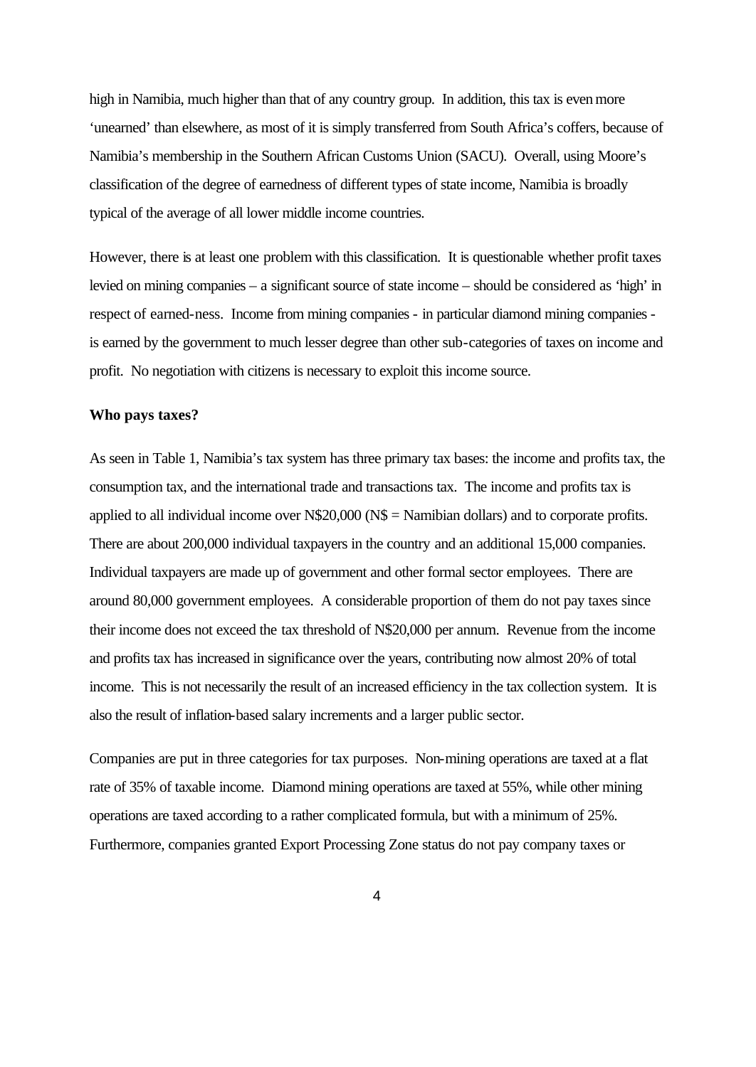high in Namibia, much higher than that of any country group. In addition, this tax is even more 'unearned' than elsewhere, as most of it is simply transferred from South Africa's coffers, because of Namibia's membership in the Southern African Customs Union (SACU). Overall, using Moore's classification of the degree of earnedness of different types of state income, Namibia is broadly typical of the average of all lower middle income countries.

However, there is at least one problem with this classification. It is questionable whether profit taxes levied on mining companies – a significant source of state income – should be considered as 'high' in respect of earned-ness. Income from mining companies - in particular diamond mining companies - is earned by the government to much lesser degree than other sub-categories of taxes on income and profit. No negotiation with citizens is necessary to exploit this income source.

**Who pays taxes?**

As seen in Table 1, Namibia's tax system has three primary tax bases: the income and profits tax, the consumption tax, and the international trade and transactions tax. The income and profits tax is applied to all individual income over N$20,000 (N$ = Namibian dollars) and to corporate profits. There are about 200,000 individual taxpayers in the country and an additional 15,000 companies. Individual taxpayers are made up of government and other formal sector employees. There are around 80,000 government employees. A considerable proportion of them do not pay taxes since their income does not exceed the tax threshold of N$20,000 per annum. Revenue from the income and profits tax has increased in significance over the years, contributing now almost 20% of total income. This is not necessarily the result of an increased efficiency in the tax collection system. It is also the result of inflation-based salary increments and a larger public sector.

Companies are put in three categories for tax purposes. Non-mining operations are taxed at a flat rate of 35% of taxable income. Diamond mining operations are taxed at 55%, while other mining operations are taxed according to a rather complicated formula, but with a minimum of 25%. Furthermore, companies granted Export Processing Zone status do not pay company taxes or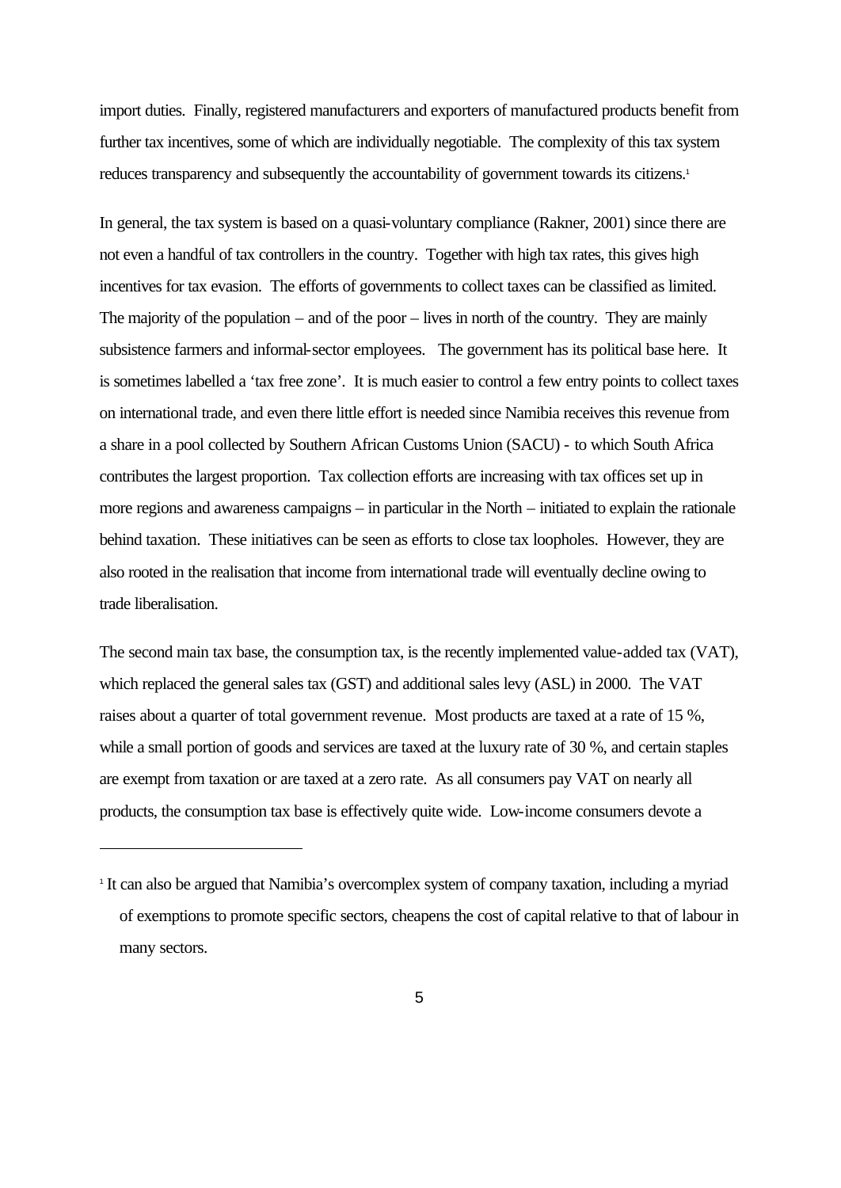import duties. Finally, registered manufacturers and exporters of manufactured products benefit from further tax incentives, some of which are individually negotiable. The complexity of this tax system reduces transparency and subsequently the accountability of government towards its citizens.[1]

In general, the tax system is based on a quasi-voluntary compliance (Rakner, 2001) since there are not even a handful of tax controllers in the country. Together with high tax rates, this gives high incentives for tax evasion. The efforts of governments to collect taxes can be classified as limited. The majority of the population – and of the poor – lives in north of the country. They are mainly subsistence farmers and informal-sector employees. The government has its political base here. It is sometimes labelled a 'tax free zone'. It is much easier to control a few entry points to collect taxes on international trade, and even there little effort is needed since Namibia receives this revenue from a share in a pool collected by Southern African Customs Union (SACU) - to which South Africa contributes the largest proportion. Tax collection efforts are increasing with tax offices set up in more regions and awareness campaigns – in particular in the North – initiated to explain the rationale behind taxation. These initiatives can be seen as efforts to close tax loopholes. However, they are also rooted in the realisation that income from international trade will eventually decline owing to trade liberalisation.

The second main tax base, the consumption tax, is the recently implemented value-added tax (VAT), which replaced the general sales tax (GST) and additional sales levy (ASL) in 2000. The VAT raises about a quarter of total government revenue. Most products are taxed at a rate of 15 %, while a small portion of goods and services are taxed at the luxury rate of 30 %, and certain staples are exempt from taxation or are taxed at a zero rate. As all consumers pay VAT on nearly all products, the consumption tax base is effectively quite wide. Low-income consumers devote a

---

[1] It can also be argued that Namibia's overcomplex system of company taxation, including a myriad of exemptions to promote specific sectors, cheapens the cost of capital relative to that of labour in many sectors.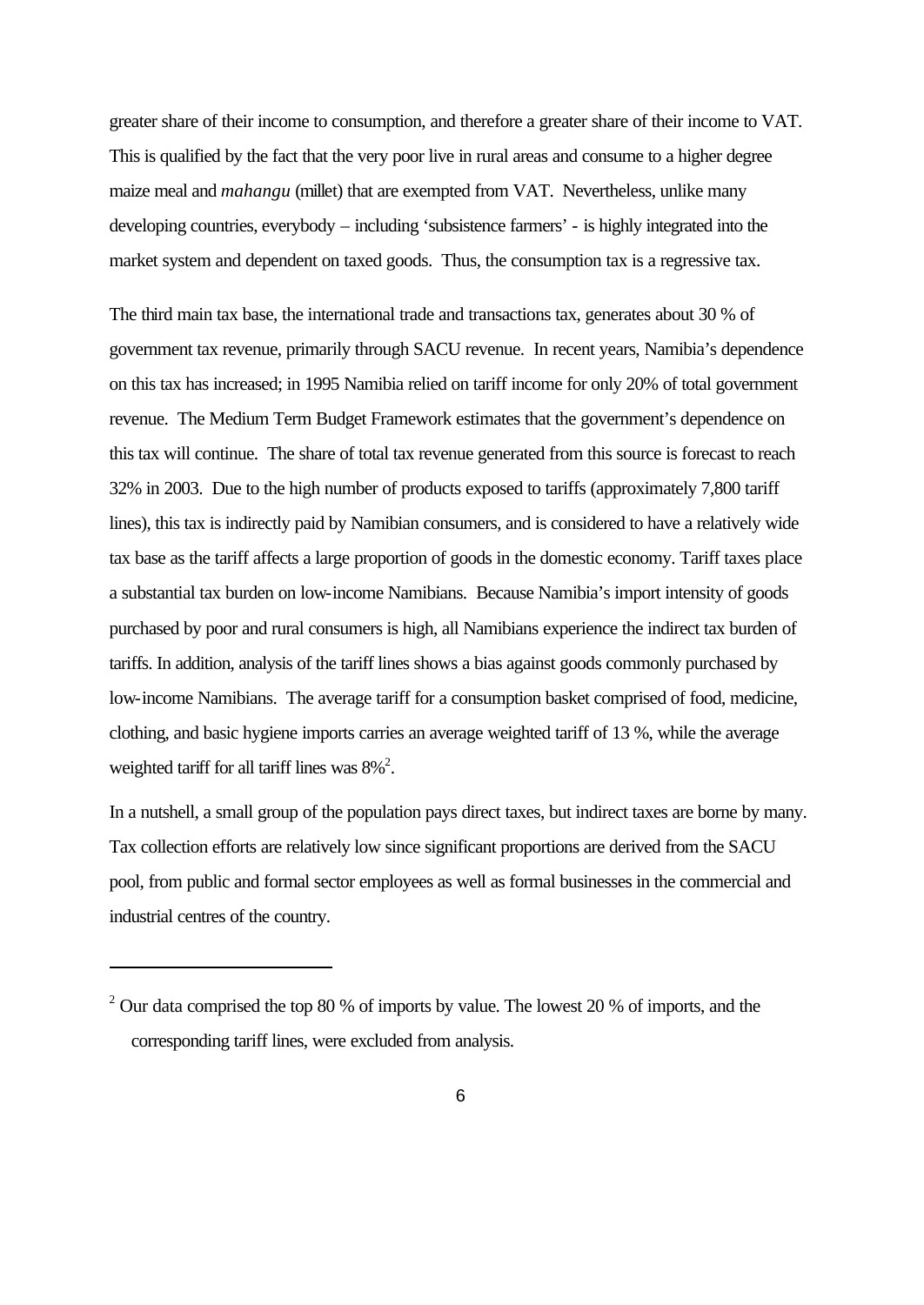greater share of their income to consumption, and therefore a greater share of their income to VAT. This is qualified by the fact that the very poor live in rural areas and consume to a higher degree maize meal and *mahangu* (millet) that are exempted from VAT. Nevertheless, unlike many developing countries, everybody – including 'subsistence farmers' - is highly integrated into the market system and dependent on taxed goods. Thus, the consumption tax is a regressive tax.

The third main tax base, the international trade and transactions tax, generates about 30 % of government tax revenue, primarily through SACU revenue. In recent years, Namibia's dependence on this tax has increased; in 1995 Namibia relied on tariff income for only 20% of total government revenue. The Medium Term Budget Framework estimates that the government's dependence on this tax will continue. The share of total tax revenue generated from this source is forecast to reach 32% in 2003. Due to the high number of products exposed to tariffs (approximately 7,800 tariff lines), this tax is indirectly paid by Namibian consumers, and is considered to have a relatively wide tax base as the tariff affects a large proportion of goods in the domestic economy. Tariff taxes place a substantial tax burden on low-income Namibians. Because Namibia's import intensity of goods purchased by poor and rural consumers is high, all Namibians experience the indirect tax burden of tariffs. In addition, analysis of the tariff lines shows a bias against goods commonly purchased by low-income Namibians. The average tariff for a consumption basket comprised of food, medicine, clothing, and basic hygiene imports carries an average weighted tariff of 13 %, while the average weighted tariff for all tariff lines was 8%[2].

In a nutshell, a small group of the population pays direct taxes, but indirect taxes are borne by many. Tax collection efforts are relatively low since significant proportions are derived from the SACU pool, from public and formal sector employees as well as formal businesses in the commercial and industrial centres of the country.

---

[2] Our data comprised the top 80 % of imports by value. The lowest 20 % of imports, and the corresponding tariff lines, were excluded from analysis.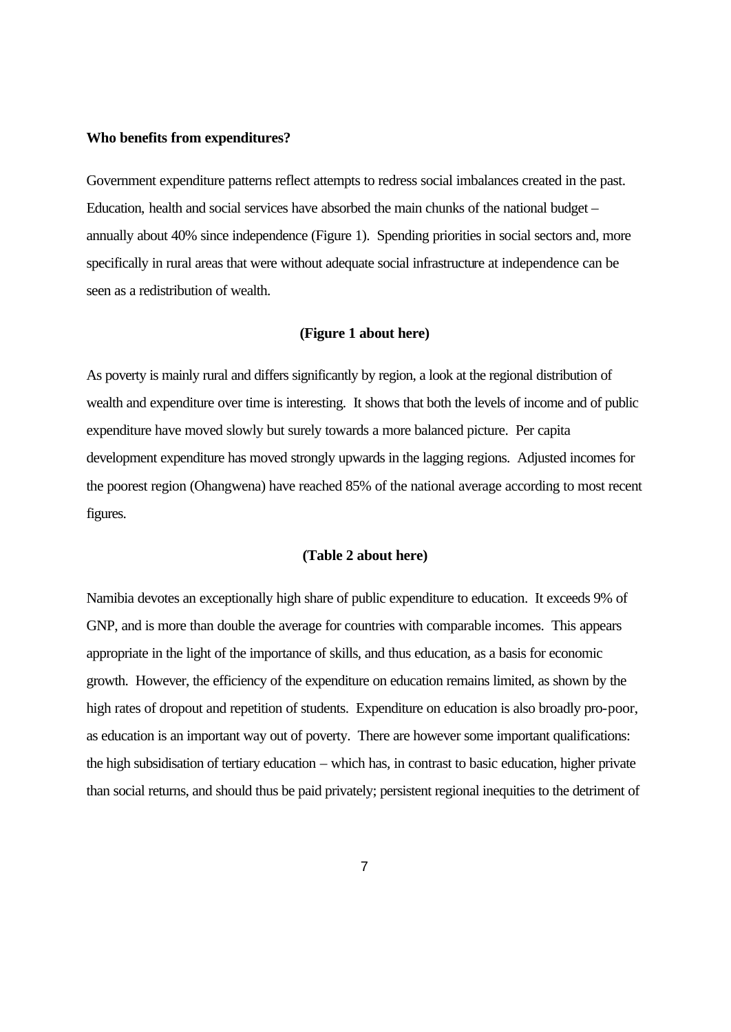**Who benefits from expenditures?**

Government expenditure patterns reflect attempts to redress social imbalances created in the past. Education, health and social services have absorbed the main chunks of the national budget – annually about 40% since independence (Figure 1). Spending priorities in social sectors and, more specifically in rural areas that were without adequate social infrastructure at independence can be seen as a redistribution of wealth.

**(Figure 1 about here)**

As poverty is mainly rural and differs significantly by region, a look at the regional distribution of wealth and expenditure over time is interesting. It shows that both the levels of income and of public expenditure have moved slowly but surely towards a more balanced picture. Per capita development expenditure has moved strongly upwards in the lagging regions. Adjusted incomes for the poorest region (Ohangwena) have reached 85% of the national average according to most recent figures.

**(Table 2 about here)**

Namibia devotes an exceptionally high share of public expenditure to education. It exceeds 9% of GNP, and is more than double the average for countries with comparable incomes. This appears appropriate in the light of the importance of skills, and thus education, as a basis for economic growth. However, the efficiency of the expenditure on education remains limited, as shown by the high rates of dropout and repetition of students. Expenditure on education is also broadly pro-poor, as education is an important way out of poverty. There are however some important qualifications: the high subsidisation of tertiary education – which has, in contrast to basic education, higher private than social returns, and should thus be paid privately; persistent regional inequities to the detriment of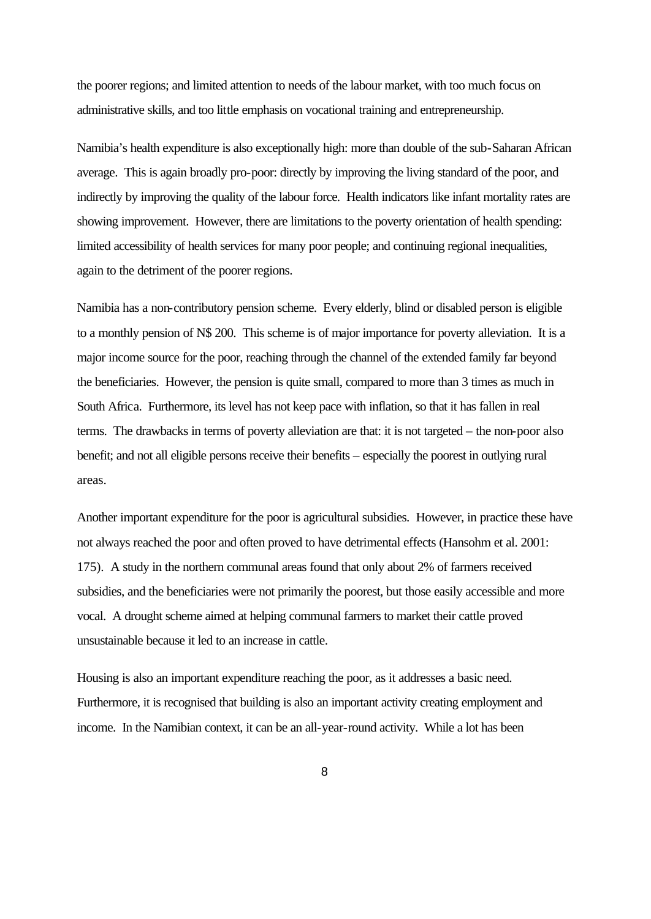the poorer regions; and limited attention to needs of the labour market, with too much focus on administrative skills, and too little emphasis on vocational training and entrepreneurship.

Namibia's health expenditure is also exceptionally high: more than double of the sub-Saharan African average. This is again broadly pro-poor: directly by improving the living standard of the poor, and indirectly by improving the quality of the labour force. Health indicators like infant mortality rates are showing improvement. However, there are limitations to the poverty orientation of health spending: limited accessibility of health services for many poor people; and continuing regional inequalities, again to the detriment of the poorer regions.

Namibia has a non-contributory pension scheme. Every elderly, blind or disabled person is eligible to a monthly pension of N$ 200. This scheme is of major importance for poverty alleviation. It is a major income source for the poor, reaching through the channel of the extended family far beyond the beneficiaries. However, the pension is quite small, compared to more than 3 times as much in South Africa. Furthermore, its level has not keep pace with inflation, so that it has fallen in real terms. The drawbacks in terms of poverty alleviation are that: it is not targeted – the non-poor also benefit; and not all eligible persons receive their benefits – especially the poorest in outlying rural areas.

Another important expenditure for the poor is agricultural subsidies. However, in practice these have not always reached the poor and often proved to have detrimental effects (Hansohm et al. 2001: 175). A study in the northern communal areas found that only about 2% of farmers received subsidies, and the beneficiaries were not primarily the poorest, but those easily accessible and more vocal. A drought scheme aimed at helping communal farmers to market their cattle proved unsustainable because it led to an increase in cattle.

Housing is also an important expenditure reaching the poor, as it addresses a basic need. Furthermore, it is recognised that building is also an important activity creating employment and income. In the Namibian context, it can be an all-year-round activity. While a lot has been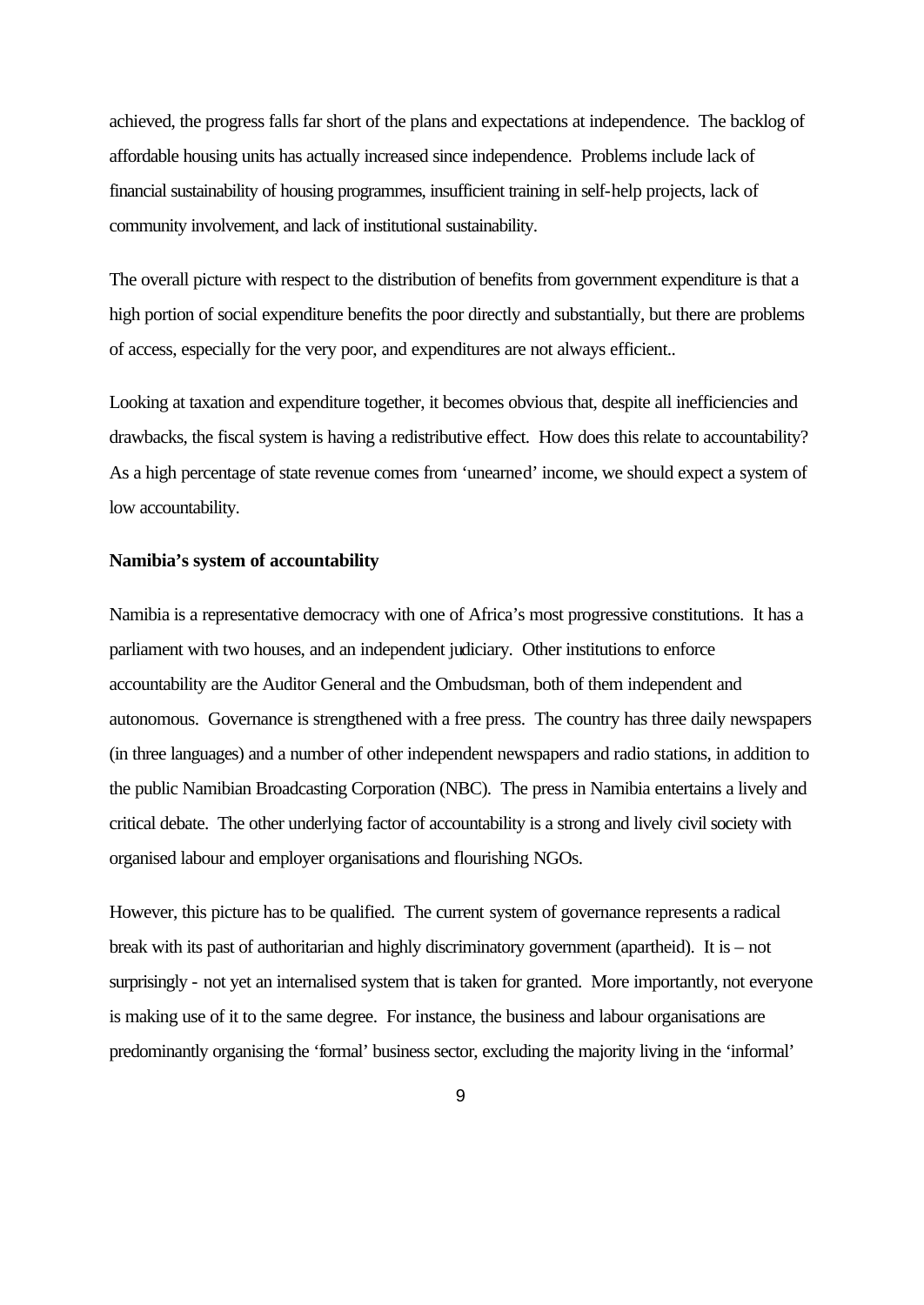achieved, the progress falls far short of the plans and expectations at independence. The backlog of affordable housing units has actually increased since independence. Problems include lack of financial sustainability of housing programmes, insufficient training in self-help projects, lack of community involvement, and lack of institutional sustainability.

The overall picture with respect to the distribution of benefits from government expenditure is that a high portion of social expenditure benefits the poor directly and substantially, but there are problems of access, especially for the very poor, and expenditures are not always efficient..

Looking at taxation and expenditure together, it becomes obvious that, despite all inefficiencies and drawbacks, the fiscal system is having a redistributive effect. How does this relate to accountability? As a high percentage of state revenue comes from 'unearned' income, we should expect a system of low accountability.

**Namibia's system of accountability**

Namibia is a representative democracy with one of Africa's most progressive constitutions. It has a parliament with two houses, and an independent judiciary. Other institutions to enforce accountability are the Auditor General and the Ombudsman, both of them independent and autonomous. Governance is strengthened with a free press. The country has three daily newspapers (in three languages) and a number of other independent newspapers and radio stations, in addition to the public Namibian Broadcasting Corporation (NBC). The press in Namibia entertains a lively and critical debate. The other underlying factor of accountability is a strong and lively civil society with organised labour and employer organisations and flourishing NGOs.

However, this picture has to be qualified. The current system of governance represents a radical break with its past of authoritarian and highly discriminatory government (apartheid). It is – not surprisingly - not yet an internalised system that is taken for granted. More importantly, not everyone is making use of it to the same degree. For instance, the business and labour organisations are predominantly organising the 'formal' business sector, excluding the majority living in the 'informal'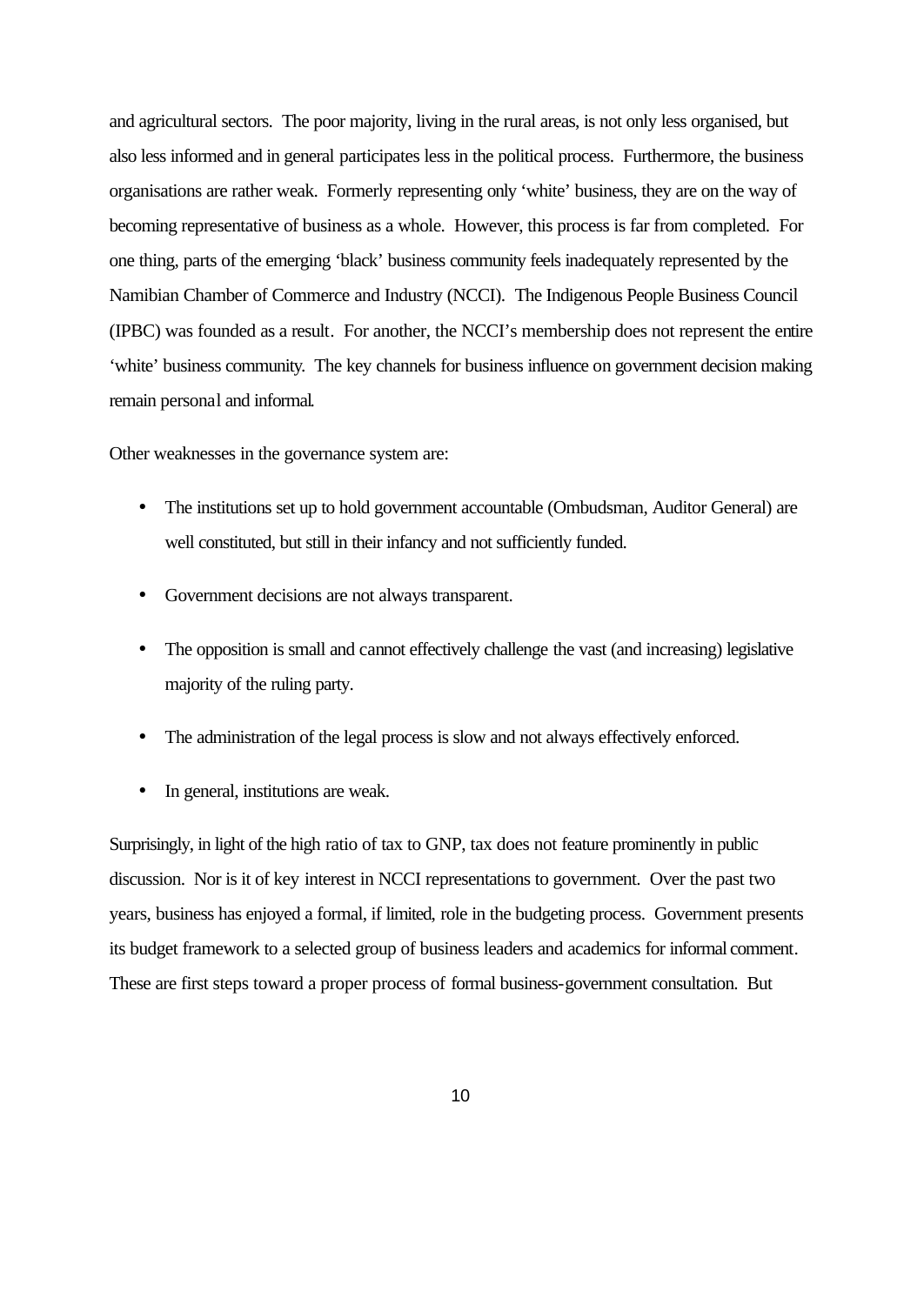and agricultural sectors. The poor majority, living in the rural areas, is not only less organised, but also less informed and in general participates less in the political process. Furthermore, the business organisations are rather weak. Formerly representing only 'white' business, they are on the way of becoming representative of business as a whole. However, this process is far from completed. For one thing, parts of the emerging 'black' business community feels inadequately represented by the Namibian Chamber of Commerce and Industry (NCCI). The Indigenous People Business Council (IPBC) was founded as a result. For another, the NCCI's membership does not represent the entire 'white' business community. The key channels for business influence on government decision making remain personal and informal.

Other weaknesses in the governance system are:

- The institutions set up to hold government accountable (Ombudsman, Auditor General) are well constituted, but still in their infancy and not sufficiently funded.
- Government decisions are not always transparent.
- The opposition is small and cannot effectively challenge the vast (and increasing) legislative majority of the ruling party.
- The administration of the legal process is slow and not always effectively enforced.
- In general, institutions are weak.

Surprisingly, in light of the high ratio of tax to GNP, tax does not feature prominently in public discussion. Nor is it of key interest in NCCI representations to government. Over the past two years, business has enjoyed a formal, if limited, role in the budgeting process. Government presents its budget framework to a selected group of business leaders and academics for informal comment. These are first steps toward a proper process of formal business-government consultation. But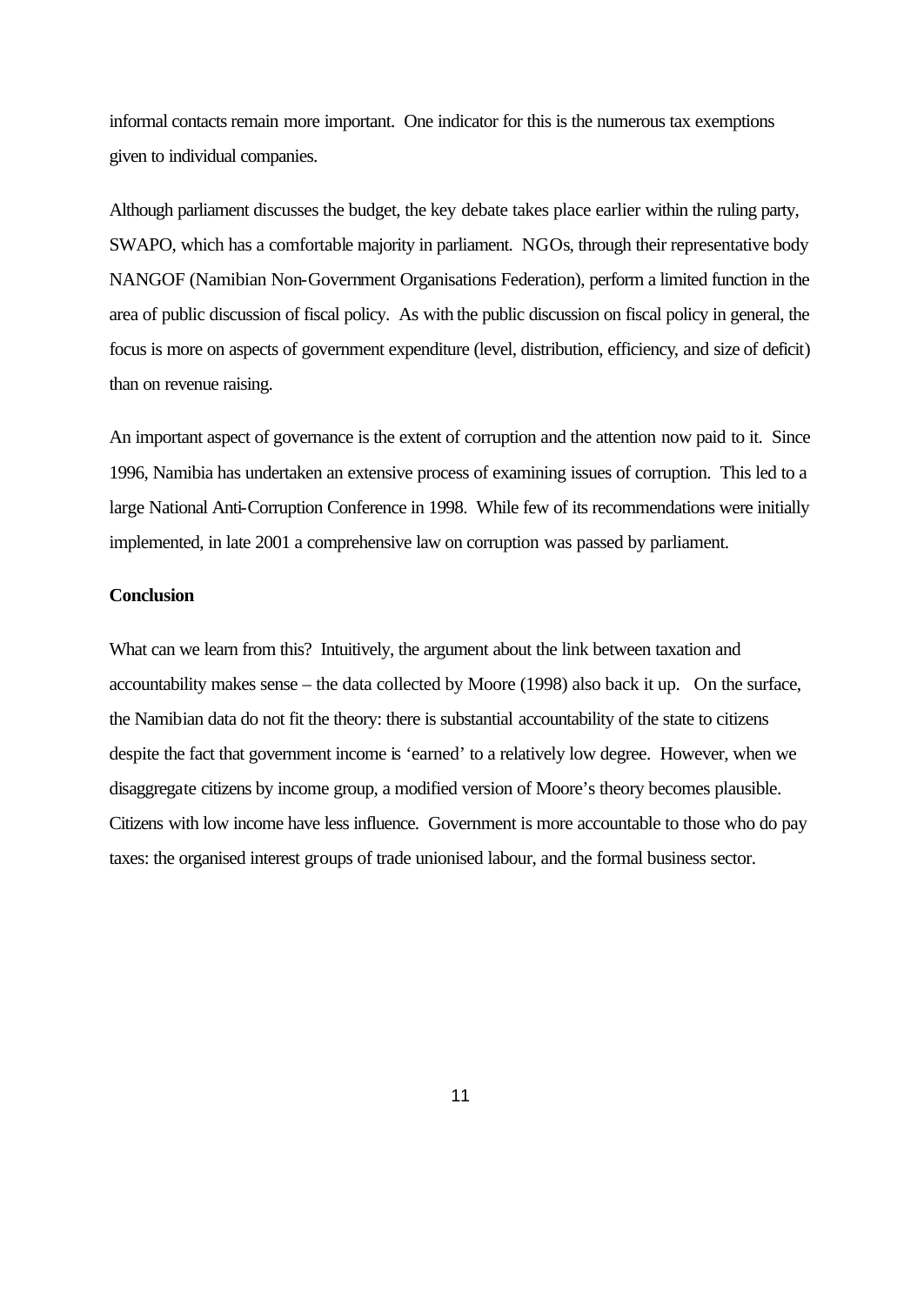informal contacts remain more important. One indicator for this is the numerous tax exemptions given to individual companies.

Although parliament discusses the budget, the key debate takes place earlier within the ruling party, SWAPO, which has a comfortable majority in parliament. NGOs, through their representative body NANGOF (Namibian Non-Government Organisations Federation), perform a limited function in the area of public discussion of fiscal policy. As with the public discussion on fiscal policy in general, the focus is more on aspects of government expenditure (level, distribution, efficiency, and size of deficit) than on revenue raising.

An important aspect of governance is the extent of corruption and the attention now paid to it. Since 1996, Namibia has undertaken an extensive process of examining issues of corruption. This led to a large National Anti-Corruption Conference in 1998. While few of its recommendations were initially implemented, in late 2001 a comprehensive law on corruption was passed by parliament.

**Conclusion**

What can we learn from this? Intuitively, the argument about the link between taxation and accountability makes sense – the data collected by Moore (1998) also back it up. On the surface, the Namibian data do not fit the theory: there is substantial accountability of the state to citizens despite the fact that government income is 'earned' to a relatively low degree. However, when we disaggregate citizens by income group, a modified version of Moore's theory becomes plausible. Citizens with low income have less influence. Government is more accountable to those who do pay taxes: the organised interest groups of trade unionised labour, and the formal business sector.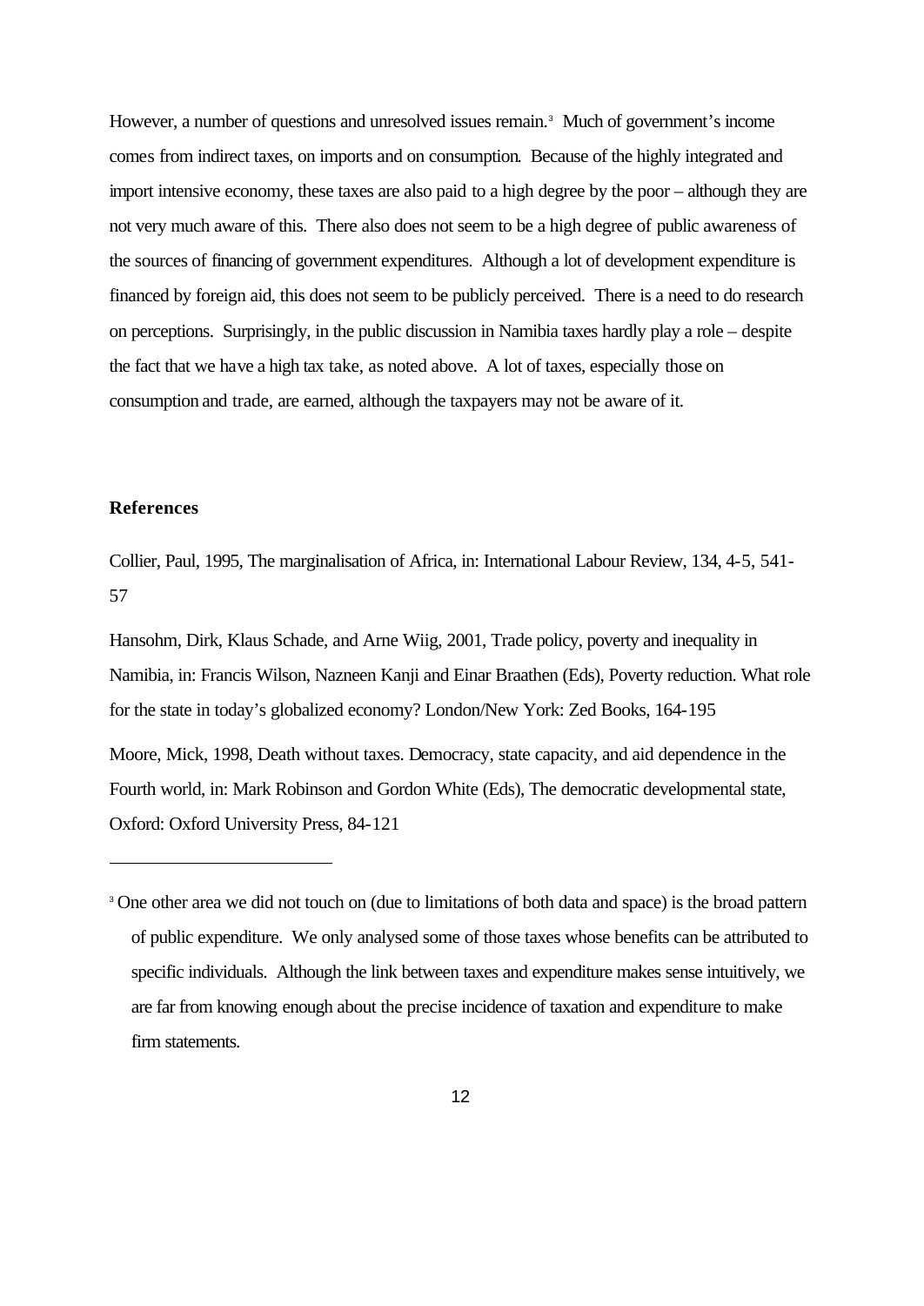However, a number of questions and unresolved issues remain.[3] Much of government's income comes from indirect taxes, on imports and on consumption. Because of the highly integrated and import intensive economy, these taxes are also paid to a high degree by the poor – although they are not very much aware of this. There also does not seem to be a high degree of public awareness of the sources of financing of government expenditures. Although a lot of development expenditure is financed by foreign aid, this does not seem to be publicly perceived. There is a need to do research on perceptions. Surprisingly, in the public discussion in Namibia taxes hardly play a role – despite the fact that we have a high tax take, as noted above. A lot of taxes, especially those on consumption and trade, are earned, although the taxpayers may not be aware of it.

## References

Collier, Paul, 1995, The marginalisation of Africa, in: International Labour Review, 134, 4-5, 541-57

Hansohm, Dirk, Klaus Schade, and Arne Wiig, 2001, Trade policy, poverty and inequality in Namibia, in: Francis Wilson, Nazneen Kanji and Einar Braathen (Eds), Poverty reduction. What role for the state in today's globalized economy? London/New York: Zed Books, 164-195

Moore, Mick, 1998, Death without taxes. Democracy, state capacity, and aid dependence in the Fourth world, in: Mark Robinson and Gordon White (Eds), The democratic developmental state, Oxford: Oxford University Press, 84-121

---

[3] One other area we did not touch on (due to limitations of both data and space) is the broad pattern of public expenditure. We only analysed some of those taxes whose benefits can be attributed to specific individuals. Although the link between taxes and expenditure makes sense intuitively, we are far from knowing enough about the precise incidence of taxation and expenditure to make firm statements.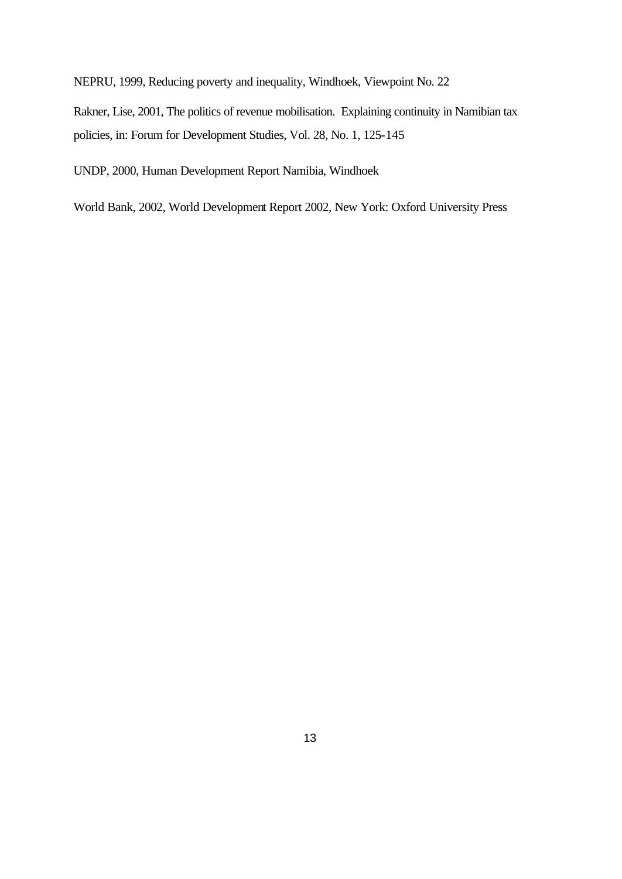NEPRU, 1999, Reducing poverty and inequality, Windhoek, Viewpoint No. 22

Rakner, Lise, 2001, The politics of revenue mobilisation. Explaining continuity in Namibian tax policies, in: Forum for Development Studies, Vol. 28, No. 1, 125-145

UNDP, 2000, Human Development Report Namibia, Windhoek

World Bank, 2002, World Development Report 2002, New York: Oxford University Press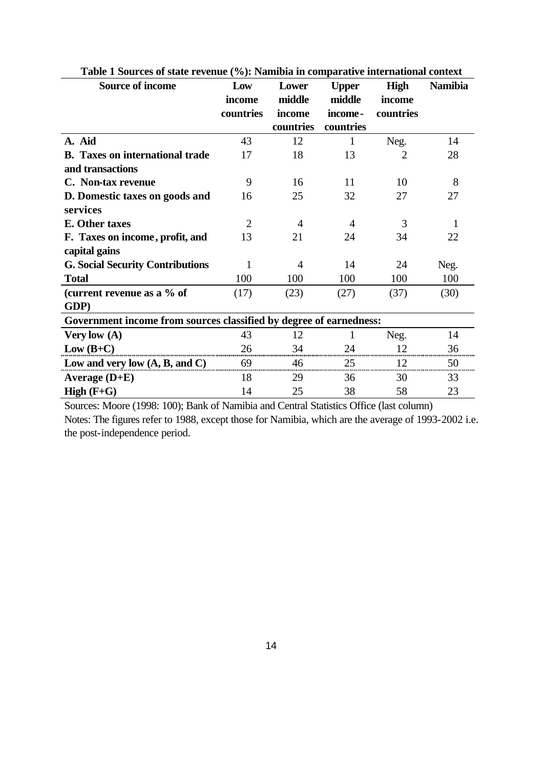**Table 1 Sources of state revenue (%): Namibia in comparative international context**

| Source of income | Low income countries | Lower middle income countries | Upper middle income-countries | High income countries | Namibia |
|---|---|---|---|---|---|
| **A. Aid** | 43 | 12 | 1 | Neg. | 14 |
| **B. Taxes on international trade and transactions** | 17 | 18 | 13 | 2 | 28 |
| **C. Non-tax revenue** | 9 | 16 | 11 | 10 | 8 |
| **D. Domestic taxes on goods and services** | 16 | 25 | 32 | 27 | 27 |
| **E. Other taxes** | 2 | 4 | 4 | 3 | 1 |
| **F. Taxes on income, profit, and capital gains** | 13 | 21 | 24 | 34 | 22 |
| **G. Social Security Contributions** | 1 | 4 | 14 | 24 | Neg. |
| **Total** | 100 | 100 | 100 | 100 | 100 |
| **(current revenue as a % of GDP)** | (17) | (23) | (27) | (37) | (30) |
| **Government income from sources classified by degree of earnedness:** | | | | | |
| **Very low (A)** | 43 | 12 | 1 | Neg. | 14 |
| **Low (B+C)** | 26 | 34 | 24 | 12 | 36 |
| **Low and very low (A, B, and C)** | 69 | 46 | 25 | 12 | 50 |
| **Average (D+E)** | 18 | 29 | 36 | 30 | 33 |
| **High (F+G)** | 14 | 25 | 38 | 58 | 23 |

Sources: Moore (1998: 100); Bank of Namibia and Central Statistics Office (last column)

Notes: The figures refer to 1988, except those for Namibia, which are the average of 1993-2002 i.e. the post-independence period.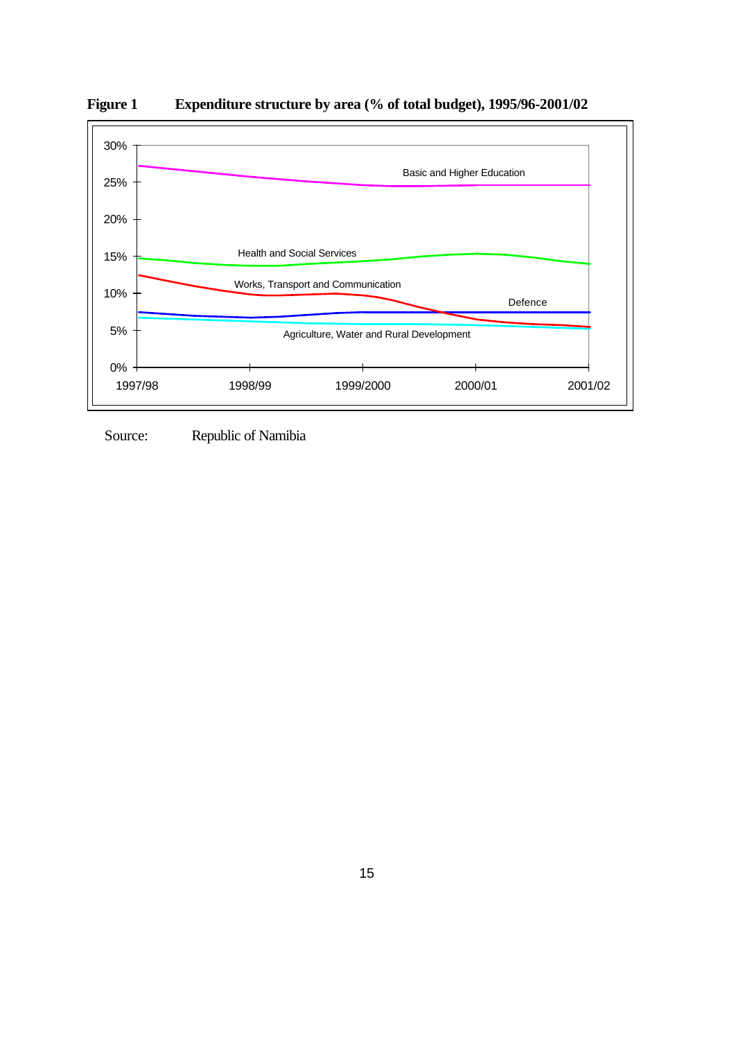**Figure 1 Expenditure structure by area (% of total budget), 1995/96-2001/02**

Source: Republic of Namibia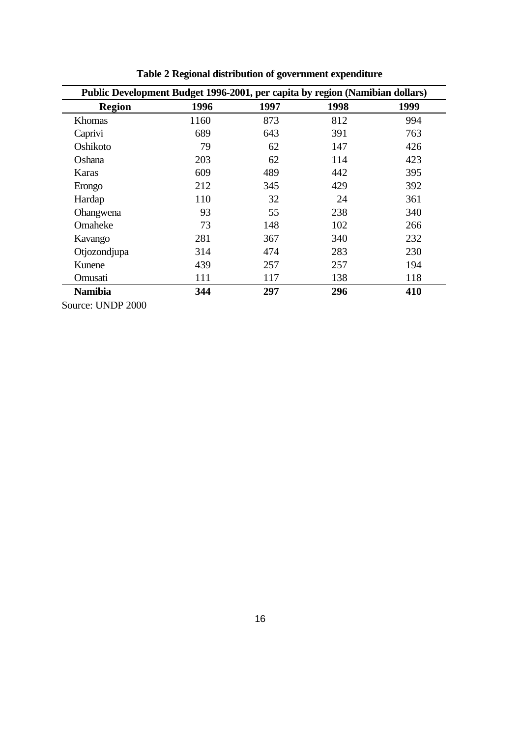**Table 2 Regional distribution of government expenditure**

| Public Development Budget 1996-2001, per capita by region (Namibian dollars) | | | | |
|---|---|---|---|---|
| **Region** | **1996** | **1997** | **1998** | **1999** |
| Khomas | 1160 | 873 | 812 | 994 |
| Caprivi | 689 | 643 | 391 | 763 |
| Oshikoto | 79 | 62 | 147 | 426 |
| Oshana | 203 | 62 | 114 | 423 |
| Karas | 609 | 489 | 442 | 395 |
| Erongo | 212 | 345 | 429 | 392 |
| Hardap | 110 | 32 | 24 | 361 |
| Ohangwena | 93 | 55 | 238 | 340 |
| Omaheke | 73 | 148 | 102 | 266 |
| Kavango | 281 | 367 | 340 | 232 |
| Otjozondjupa | 314 | 474 | 283 | 230 |
| Kunene | 439 | 257 | 257 | 194 |
| Omusati | 111 | 117 | 138 | 118 |
| **Namibia** | **344** | **297** | **296** | **410** |

Source: UNDP 2000